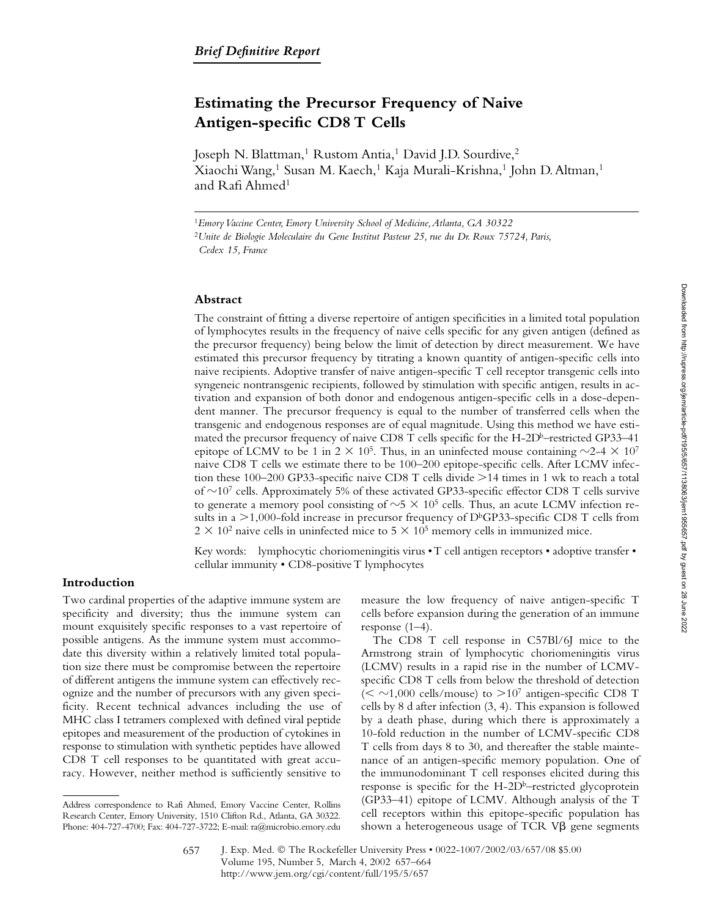*Brief Definitive Report*

# Estimating the Precursor Frequency of Naive Antigen-specific CD8 T Cells

Joseph N. Blattman,[1] Rustom Antia,[1] David J.D. Sourdive,[2] Xiaochi Wang,[1] Susan M. Kaech,[1] Kaja Murali-Krishna,[1] John D. Altman,[1] and Rafi Ahmed[1]

[1]*Emory Vaccine Center, Emory University School of Medicine, Atlanta, GA 30322*

[2]*Unite de Biologie Moleculaire du Gene Institut Pasteur 25, rue du Dr. Roux 75724, Paris, Cedex 15, France*

## Abstract

The constraint of fitting a diverse repertoire of antigen specificities in a limited total population of lymphocytes results in the frequency of naive cells specific for any given antigen (defined as the precursor frequency) being below the limit of detection by direct measurement. We have estimated this precursor frequency by titrating a known quantity of antigen-specific cells into naive recipients. Adoptive transfer of naive antigen-specific T cell receptor transgenic cells into syngeneic nontransgenic recipients, followed by stimulation with specific antigen, results in activation and expansion of both donor and endogenous antigen-specific cells in a dose-dependent manner. The precursor frequency is equal to the number of transferred cells when the transgenic and endogenous responses are of equal magnitude. Using this method we have estimated the precursor frequency of naive CD8 T cells specific for the H-2D$^b$–restricted GP33–41 epitope of LCMV to be 1 in $2 \times 10^5$. Thus, in an uninfected mouse containing ~2-4 $\times 10^7$ naive CD8 T cells we estimate there to be 100–200 epitope-specific cells. After LCMV infection these 100–200 GP33-specific naive CD8 T cells divide >14 times in 1 wk to reach a total of ~$10^7$ cells. Approximately 5% of these activated GP33-specific effector CD8 T cells survive to generate a memory pool consisting of ~$5 \times 10^5$ cells. Thus, an acute LCMV infection results in a >1,000-fold increase in precursor frequency of D$^b$GP33-specific CD8 T cells from $2 \times 10^2$ naive cells in uninfected mice to $5 \times 10^5$ memory cells in immunized mice.

Key words: lymphocytic choriomeningitis virus • T cell antigen receptors • adoptive transfer • cellular immunity • CD8-positive T lymphocytes

## Introduction

Two cardinal properties of the adaptive immune system are specificity and diversity; thus the immune system can mount exquisitely specific responses to a vast repertoire of possible antigens. As the immune system must accommodate this diversity within a relatively limited total population size there must be compromise between the repertoire of different antigens the immune system can effectively recognize and the number of precursors with any given specificity. Recent technical advances including the use of MHC class I tetramers complexed with defined viral peptide epitopes and measurement of the production of cytokines in response to stimulation with synthetic peptides have allowed CD8 T cell responses to be quantitated with great accuracy. However, neither method is sufficiently sensitive to measure the low frequency of naive antigen-specific T cells before expansion during the generation of an immune response (1–4).

The CD8 T cell response in C57Bl/6J mice to the Armstrong strain of lymphocytic choriomeningitis virus (LCMV) results in a rapid rise in the number of LCMV-specific CD8 T cells from below the threshold of detection (< ~1,000 cells/mouse) to >$10^7$ antigen-specific CD8 T cells by 8 d after infection (3, 4). This expansion is followed by a death phase, during which there is approximately a 10-fold reduction in the number of LCMV-specific CD8 T cells from days 8 to 30, and thereafter the stable maintenance of an antigen-specific memory population. One of the immunodominant T cell responses elicited during this response is specific for the H-2D$^b$–restricted glycoprotein (GP33–41) epitope of LCMV. Although analysis of the T cell receptors within this epitope-specific population has shown a heterogeneous usage of TCR V$\beta$ gene segments

Address correspondence to Rafi Ahmed, Emory Vaccine Center, Rollins Research Center, Emory University, 1510 Clifton Rd., Atlanta, GA 30322. Phone: 404-727-4700; Fax: 404-727-3722; E-mail: ra@microbio.emory.edu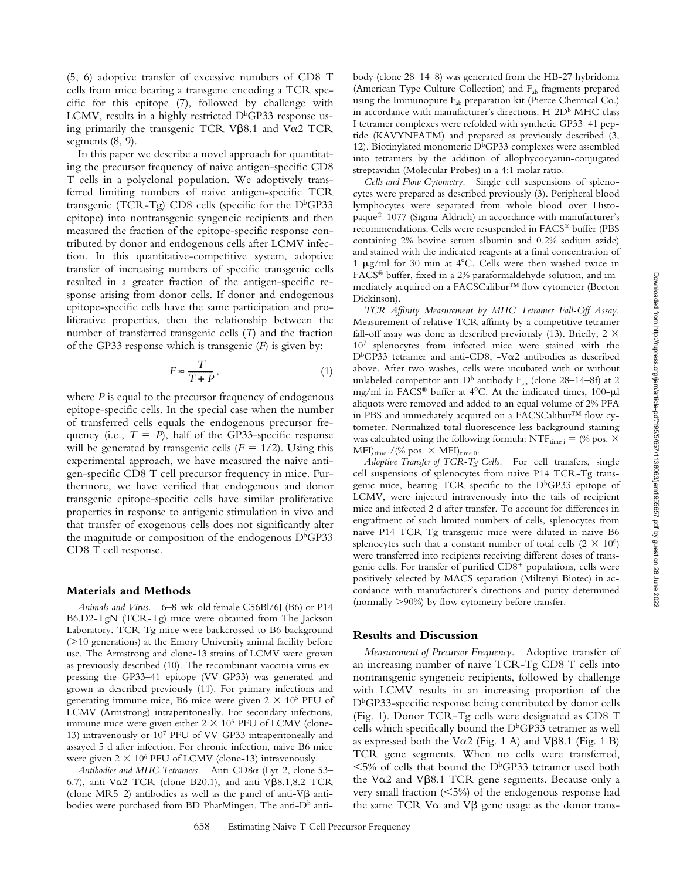(5, 6) adoptive transfer of excessive numbers of CD8 T cells from mice bearing a transgene encoding a TCR specific for this epitope (7), followed by challenge with LCMV, results in a highly restricted D$^b$GP33 response using primarily the transgenic TCR Vβ8.1 and Vα2 TCR segments (8, 9).

In this paper we describe a novel approach for quantitating the precursor frequency of naive antigen-specific CD8 T cells in a polyclonal population. We adoptively transferred limiting numbers of naive antigen-specific TCR transgenic (TCR-Tg) CD8 cells (specific for the D$^b$GP33 epitope) into nontransgenic syngeneic recipients and then measured the fraction of the epitope-specific response contributed by donor and endogenous cells after LCMV infection. In this quantitative-competitive system, adoptive transfer of increasing numbers of specific transgenic cells resulted in a greater fraction of the antigen-specific response arising from donor cells. If donor and endogenous epitope-specific cells have the same participation and proliferative properties, then the relationship between the number of transferred transgenic cells ($T$) and the fraction of the GP33 response which is transgenic ($F$) is given by:

$$F \approx \frac{T}{T+P}, \tag{1}$$

where $P$ is equal to the precursor frequency of endogenous epitope-specific cells. In the special case when the number of transferred cells equals the endogenous precursor frequency (i.e., $T = P$), half of the GP33-specific response will be generated by transgenic cells ($F = 1/2$). Using this experimental approach, we have measured the naive antigen-specific CD8 T cell precursor frequency in mice. Furthermore, we have verified that endogenous and donor transgenic epitope-specific cells have similar proliferative properties in response to antigenic stimulation in vivo and that transfer of exogenous cells does not significantly alter the magnitude or composition of the endogenous D$^b$GP33 CD8 T cell response.

## Materials and Methods

*Animals and Virus.* 6–8-wk-old female C56Bl/6J (B6) or P14 B6.D2-TgN (TCR-Tg) mice were obtained from The Jackson Laboratory. TCR-Tg mice were backcrossed to B6 background (>10 generations) at the Emory University animal facility before use. The Armstrong and clone-13 strains of LCMV were grown as previously described (10). The recombinant vaccinia virus expressing the GP33–41 epitope (VV-GP33) was generated and grown as described previously (11). For primary infections and generating immune mice, B6 mice were given $2 \times 10^5$ PFU of LCMV (Armstrong) intraperitoneally. For secondary infections, immune mice were given either $2 \times 10^6$ PFU of LCMV (clone-13) intravenously or $10^7$ PFU of VV-GP33 intraperitoneally and assayed 5 d after infection. For chronic infection, naive B6 mice were given $2 \times 10^6$ PFU of LCMV (clone-13) intravenously.

*Antibodies and MHC Tetramers.* Anti-CD8α (Lyt-2, clone 53–6.7), anti-Vα2 TCR (clone B20.1), and anti-Vβ8.1,8.2 TCR (clone MR5–2) antibodies as well as the panel of anti-Vβ antibodies were purchased from BD PharMingen. The anti-D$^b$ antibody (clone 28–14–8) was generated from the HB-27 hybridoma (American Type Culture Collection) and $F_{ab}$ fragments prepared using the Immunopure $F_{ab}$ preparation kit (Pierce Chemical Co.) in accordance with manufacturer's directions. H-2D$^b$ MHC class I tetramer complexes were refolded with synthetic GP33–41 peptide (KAVYNFATM) and prepared as previously described (3, 12). Biotinylated monomeric D$^b$GP33 complexes were assembled into tetramers by the addition of allophycocyanin-conjugated streptavidin (Molecular Probes) in a 4:1 molar ratio.

*Cells and Flow Cytometry.* Single cell suspensions of splenocytes were prepared as described previously (3). Peripheral blood lymphocytes were separated from whole blood over Histopaque®-1077 (Sigma-Aldrich) in accordance with manufacturer's recommendations. Cells were resuspended in FACS® buffer (PBS containing 2% bovine serum albumin and 0.2% sodium azide) and stained with the indicated reagents at a final concentration of 1 μg/ml for 30 min at 4°C. Cells were then washed twice in FACS® buffer, fixed in a 2% paraformaldehyde solution, and immediately acquired on a FACSCalibur™ flow cytometer (Becton Dickinson).

*TCR Affinity Measurement by MHC Tetramer Fall-Off Assay.* Measurement of relative TCR affinity by a competitive tetramer fall-off assay was done as described previously (13). Briefly, $2 \times 10^7$ splenocytes from infected mice were stained with the D$^b$GP33 tetramer and anti-CD8, -Vα2 antibodies as described above. After two washes, cells were incubated with or without unlabeled competitor anti-D$^b$ antibody $F_{ab}$ (clone 28–14–8f) at 2 mg/ml in FACS® buffer at 4°C. At the indicated times, 100-μl aliquots were removed and added to an equal volume of 2% PFA in PBS and immediately acquired on a FACSCalibur™ flow cytometer. Normalized total fluorescence less background staining was calculated using the following formula: $NTF_{time\ i} = (\%\ pos. \times MFI)_{time\ i} / (\%\ pos. \times MFI)_{time\ 0}$.

*Adoptive Transfer of TCR-Tg Cells.* For cell transfers, single cell suspensions of splenocytes from naive P14 TCR-Tg transgenic mice, bearing TCR specific to the D$^b$GP33 epitope of LCMV, were injected intravenously into the tails of recipient mice and infected 2 d after transfer. To account for differences in engraftment of such limited numbers of cells, splenocytes from naive P14 TCR-Tg transgenic mice were diluted in naive B6 splenocytes such that a constant number of total cells ($2 \times 10^6$) were transferred into recipients receiving different doses of transgenic cells. For transfer of purified CD8$^+$ populations, cells were positively selected by MACS separation (Miltenyi Biotec) in accordance with manufacturer's directions and purity determined (normally >90%) by flow cytometry before transfer.

## Results and Discussion

*Measurement of Precursor Frequency.* Adoptive transfer of an increasing number of naive TCR-Tg CD8 T cells into nontransgenic syngeneic recipients, followed by challenge with LCMV results in an increasing proportion of the D$^b$GP33-specific response being contributed by donor cells (Fig. 1). Donor TCR-Tg cells were designated as CD8 T cells which specifically bound the D$^b$GP33 tetramer as well as expressed both the Vα2 (Fig. 1 A) and Vβ8.1 (Fig. 1 B) TCR gene segments. When no cells were transferred, <5% of cells that bound the D$^b$GP33 tetramer used both the Vα2 and Vβ8.1 TCR gene segments. Because only a very small fraction (<5%) of the endogenous response had the same TCR Vα and Vβ gene usage as the donor trans-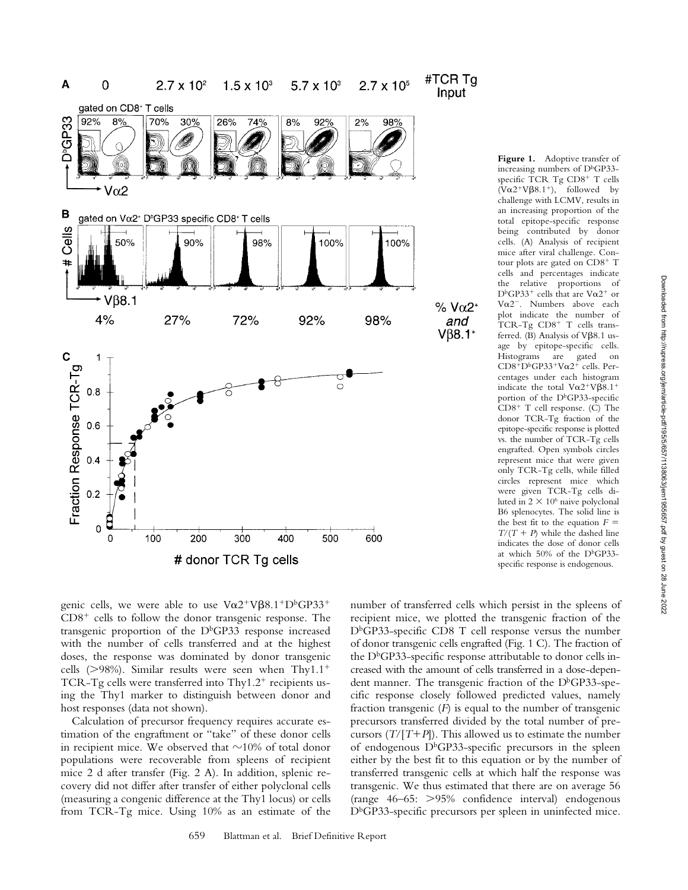**Figure 1.** Adoptive transfer of increasing numbers of $D^bGP33$-specific TCR Tg $CD8^+$ T cells ($V\alpha2^+V\beta8.1^+$), followed by challenge with LCMV, results in an increasing proportion of the total epitope-specific response being contributed by donor cells. (A) Analysis of recipient mice after viral challenge. Contour plots are gated on $CD8^+$ T cells and percentages indicate the relative proportions of $D^bGP33^+$ cells that are $V\alpha2^+$ or $V\alpha2^-$. Numbers above each plot indicate the number of TCR-Tg $CD8^+$ T cells transferred. (B) Analysis of $V\beta8.1$ usage by epitope-specific cells. Histograms are gated on $CD8^+D^bGP33^+V\alpha2^+$ cells. Percentages under each histogram indicate the total $V\alpha2^+V\beta8.1^+$ portion of the $D^bGP33$-specific $CD8^+$ T cell response. (C) The donor TCR-Tg fraction of the epitope-specific response is plotted vs. the number of TCR-Tg cells engrafted. Open symbols circles represent mice that were given only TCR-Tg cells, while filled circles represent mice which were given TCR-Tg cells diluted in $2 \times 10^6$ naive polyclonal B6 splenocytes. The solid line is the best fit to the equation $F = T/(T + P)$ while the dashed line indicates the dose of donor cells at which 50% of the $D^bGP33$-specific response is endogenous.

genic cells, we were able to use $V\alpha2^+V\beta8.1^+D^bGP33^+$ $CD8^+$ cells to follow the donor transgenic response. The transgenic proportion of the $D^bGP33$ response increased with the number of cells transferred and at the highest doses, the response was dominated by donor transgenic cells (>98%). Similar results were seen when $Thy1.1^+$ TCR-Tg cells were transferred into $Thy1.2^+$ recipients using the Thy1 marker to distinguish between donor and host responses (data not shown).

Calculation of precursor frequency requires accurate estimation of the engraftment or "take" of these donor cells in recipient mice. We observed that ~10% of total donor populations were recoverable from spleens of recipient mice 2 d after transfer (Fig. 2 A). In addition, splenic recovery did not differ after transfer of either polyclonal cells (measuring a congenic difference at the Thy1 locus) or cells from TCR-Tg mice. Using 10% as an estimate of the number of transferred cells which persist in the spleens of recipient mice, we plotted the transgenic fraction of the $D^bGP33$-specific CD8 T cell response versus the number of donor transgenic cells engrafted (Fig. 1 C). The fraction of the $D^bGP33$-specific response attributable to donor cells increased with the amount of cells transferred in a dose-dependent manner. The transgenic fraction of the $D^bGP33$-specific response closely followed predicted values, namely fraction transgenic ($F$) is equal to the number of transgenic precursors transferred divided by the total number of precursors ($T/[T+P]$). This allowed us to estimate the number of endogenous $D^bGP33$-specific precursors in the spleen either by the best fit to this equation or by the number of transferred transgenic cells at which half the response was transgenic. We thus estimated that there are on average 56 (range 46–65: >95% confidence interval) endogenous $D^bGP33$-specific precursors per spleen in uninfected mice.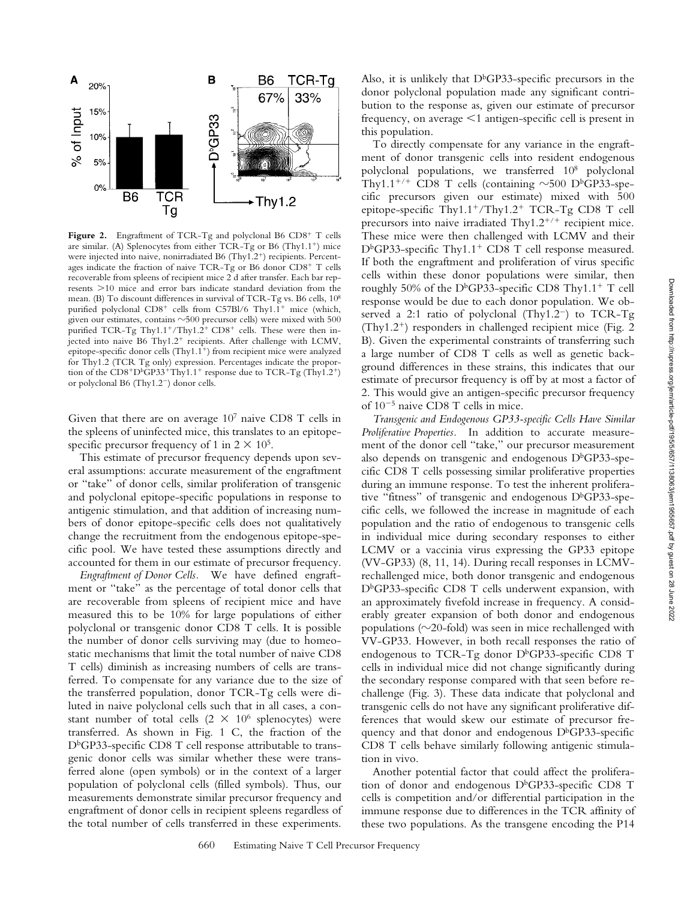**Figure 2.** Engraftment of TCR-Tg and polyclonal B6 $CD8^+$ T cells are similar. (A) Splenocytes from either TCR-Tg or B6 ($Thy1.1^+$) mice were injected into naive, nonirradiated B6 ($Thy1.2^+$) recipients. Percentages indicate the fraction of naive TCR-Tg or B6 donor $CD8^+$ T cells recoverable from spleens of recipient mice 2 d after transfer. Each bar represents >10 mice and error bars indicate standard deviation from the mean. (B) To discount differences in survival of TCR-Tg vs. B6 cells, $10^8$ purified polyclonal $CD8^+$ cells from C57Bl/6 $Thy1.1^+$ mice (which, given our estimates, contains ~500 precursor cells) were mixed with 500 purified TCR-Tg $Thy1.1^+/Thy1.2^+$ $CD8^+$ cells. These were then injected into naive B6 $Thy1.2^+$ recipients. After challenge with LCMV, epitope-specific donor cells ($Thy1.1^+$) from recipient mice were analyzed for Thy1.2 (TCR Tg only) expression. Percentages indicate the proportion of the $CD8^+D^bGP33^+Thy1.1^+$ response due to TCR-Tg ($Thy1.2^+$) or polyclonal B6 ($Thy1.2^-$) donor cells.

Given that there are on average $10^7$ naive CD8 T cells in the spleens of uninfected mice, this translates to an epitope-specific precursor frequency of 1 in $2 \times 10^5$.

This estimate of precursor frequency depends upon several assumptions: accurate measurement of the engraftment or "take" of donor cells, similar proliferation of transgenic and polyclonal epitope-specific populations in response to antigenic stimulation, and that addition of increasing numbers of donor epitope-specific cells does not qualitatively change the recruitment from the endogenous epitope-specific pool. We have tested these assumptions directly and accounted for them in our estimate of precursor frequency.

*Engraftment of Donor Cells.* We have defined engraftment or "take" as the percentage of total donor cells that are recoverable from spleens of recipient mice and have measured this to be 10% for large populations of either polyclonal or transgenic donor CD8 T cells. It is possible the number of donor cells surviving may (due to homeostatic mechanisms that limit the total number of naive CD8 T cells) diminish as increasing numbers of cells are transferred. To compensate for any variance due to the size of the transferred population, donor TCR-Tg cells were diluted in naive polyclonal cells such that in all cases, a constant number of total cells ($2 \times 10^6$ splenocytes) were transferred. As shown in Fig. 1 C, the fraction of the $D^bGP33$-specific CD8 T cell response attributable to transgenic donor cells was similar whether these were transferred alone (open symbols) or in the context of a larger population of polyclonal cells (filled symbols). Thus, our measurements demonstrate similar precursor frequency and engraftment of donor cells in recipient spleens regardless of the total number of cells transferred in these experiments.

Also, it is unlikely that $D^bGP33$-specific precursors in the donor polyclonal population made any significant contribution to the response as, given our estimate of precursor frequency, on average <1 antigen-specific cell is present in this population.

To directly compensate for any variance in the engraftment of donor transgenic cells into resident endogenous polyclonal populations, we transferred $10^8$ polyclonal $Thy1.1^{+/+}$ CD8 T cells (containing ~500 $D^bGP33$-specific precursors given our estimate) mixed with 500 epitope-specific $Thy1.1^+/Thy1.2^+$ TCR-Tg CD8 T cell precursors into naive irradiated $Thy1.2^{+/+}$ recipient mice. These mice were then challenged with LCMV and their $D^bGP33$-specific $Thy1.1^+$ CD8 T cell response measured. If both the engraftment and proliferation of virus specific cells within these donor populations were similar, then roughly 50% of the $D^bGP33$-specific CD8 $Thy1.1^+$ T cell response would be due to each donor population. We observed a 2:1 ratio of polyclonal ($Thy1.2^-$) to TCR-Tg ($Thy1.2^+$) responders in challenged recipient mice (Fig. 2 B). Given the experimental constraints of transferring such a large number of CD8 T cells as well as genetic background differences in these strains, this indicates that our estimate of precursor frequency is off by at most a factor of 2. This would give an antigen-specific precursor frequency of $10^{-5}$ naive CD8 T cells in mice.

*Transgenic and Endogenous GP33-specific Cells Have Similar Proliferative Properties.* In addition to accurate measurement of the donor cell "take," our precursor measurement also depends on transgenic and endogenous $D^bGP33$-specific CD8 T cells possessing similar proliferative properties during an immune response. To test the inherent proliferative "fitness" of transgenic and endogenous $D^bGP33$-specific cells, we followed the increase in magnitude of each population and the ratio of endogenous to transgenic cells in individual mice during secondary responses to either LCMV or a vaccinia virus expressing the GP33 epitope (VV-GP33) (8, 11, 14). During recall responses in LCMV-rechallenged mice, both donor transgenic and endogenous $D^bGP33$-specific CD8 T cells underwent expansion, with an approximately fivefold increase in frequency. A considerably greater expansion of both donor and endogenous populations (~20-fold) was seen in mice rechallenged with VV-GP33. However, in both recall responses the ratio of endogenous to TCR-Tg donor $D^bGP33$-specific CD8 T cells in individual mice did not change significantly during the secondary response compared with that seen before rechallenge (Fig. 3). These data indicate that polyclonal and transgenic cells do not have any significant proliferative differences that would skew our estimate of precursor frequency and that donor and endogenous $D^bGP33$-specific CD8 T cells behave similarly following antigenic stimulation in vivo.

Another potential factor that could affect the proliferation of donor and endogenous $D^bGP33$-specific CD8 T cells is competition and/or differential participation in the immune response due to differences in the TCR affinity of these two populations. As the transgene encoding the P14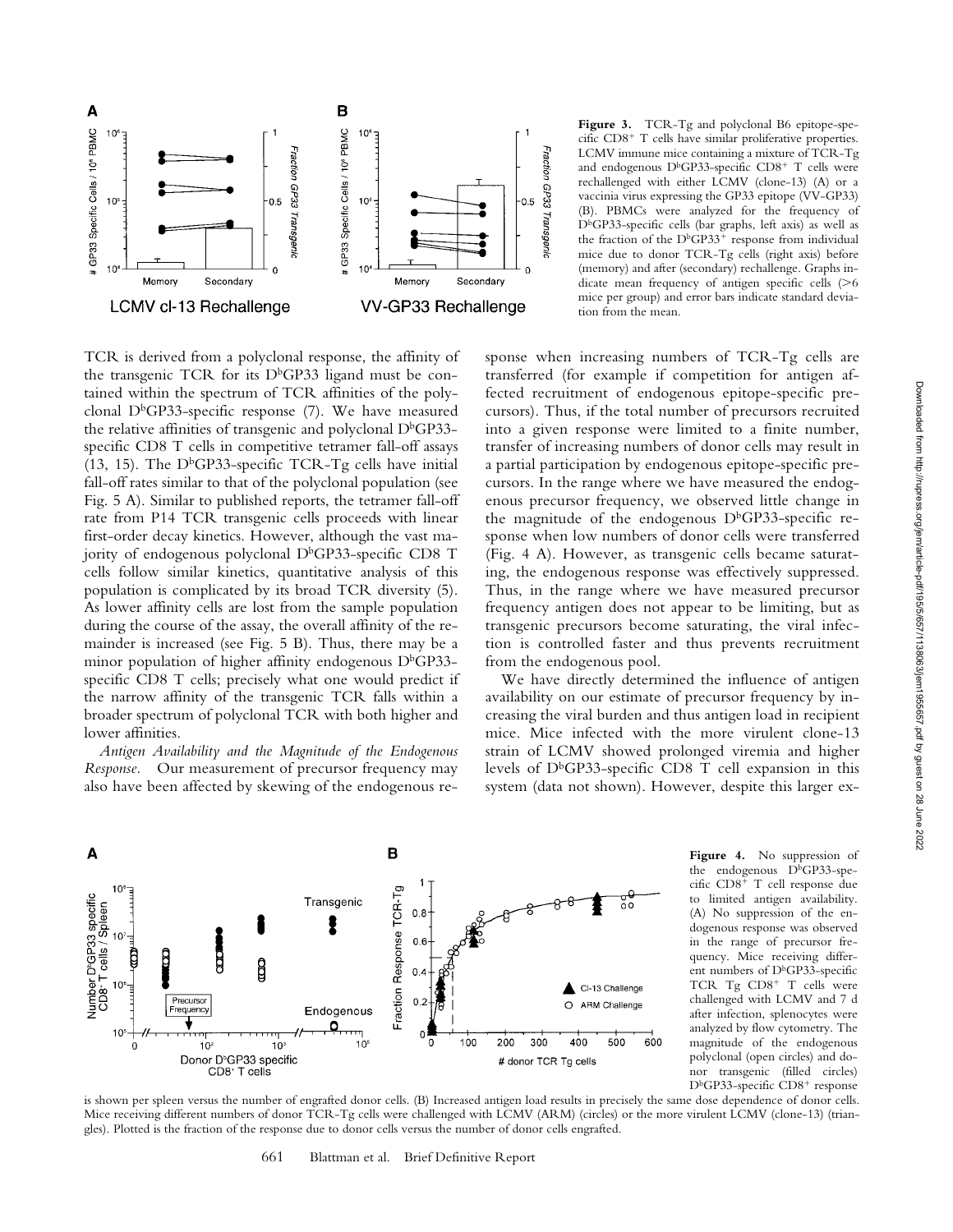**Figure 3.** TCR-Tg and polyclonal B6 epitope-specific CD8+ T cells have similar proliferative properties. LCMV immune mice containing a mixture of TCR-Tg and endogenous DbGP33-specific CD8+ T cells were rechallenged with either LCMV (clone-13) (A) or a vaccinia virus expressing the GP33 epitope (VV-GP33) (B). PBMCs were analyzed for the frequency of DbGP33-specific cells (bar graphs, left axis) as well as the fraction of the DbGP33+ response from individual mice due to donor TCR-Tg cells (right axis) before (memory) and after (secondary) rechallenge. Graphs indicate mean frequency of antigen specific cells (>6 mice per group) and error bars indicate standard deviation from the mean.

TCR is derived from a polyclonal response, the affinity of the transgenic TCR for its DbGP33 ligand must be contained within the spectrum of TCR affinities of the polyclonal DbGP33-specific response (7). We have measured the relative affinities of transgenic and polyclonal DbGP33-specific CD8 T cells in competitive tetramer fall-off assays (13, 15). The DbGP33-specific TCR-Tg cells have initial fall-off rates similar to that of the polyclonal population (see Fig. 5 A). Similar to published reports, the tetramer fall-off rate from P14 TCR transgenic cells proceeds with linear first-order decay kinetics. However, although the vast majority of endogenous polyclonal DbGP33-specific CD8 T cells follow similar kinetics, quantitative analysis of this population is complicated by its broad TCR diversity (5). As lower affinity cells are lost from the sample population during the course of the assay, the overall affinity of the remainder is increased (see Fig. 5 B). Thus, there may be a minor population of higher affinity endogenous DbGP33-specific CD8 T cells; precisely what one would predict if the narrow affinity of the transgenic TCR falls within a broader spectrum of polyclonal TCR with both higher and lower affinities.

*Antigen Availability and the Magnitude of the Endogenous Response.* Our measurement of precursor frequency may also have been affected by skewing of the endogenous response when increasing numbers of TCR-Tg cells are transferred (for example if competition for antigen affected recruitment of endogenous epitope-specific precursors). Thus, if the total number of precursors recruited into a given response were limited to a finite number, transfer of increasing numbers of donor cells may result in a partial participation by endogenous epitope-specific precursors. In the range where we have measured the endogenous precursor frequency, we observed little change in the magnitude of the endogenous DbGP33-specific response when low numbers of donor cells were transferred (Fig. 4 A). However, as transgenic cells became saturating, the endogenous response was effectively suppressed. Thus, in the range where we have measured precursor frequency antigen does not appear to be limiting, but as transgenic precursors become saturating, the viral infection is controlled faster and thus prevents recruitment from the endogenous pool.

We have directly determined the influence of antigen availability on our estimate of precursor frequency by increasing the viral burden and thus antigen load in recipient mice. Mice infected with the more virulent clone-13 strain of LCMV showed prolonged viremia and higher levels of DbGP33-specific CD8 T cell expansion in this system (data not shown). However, despite this larger ex-

**Figure 4.** No suppression of the endogenous DbGP33-specific CD8+ T cell response due to limited antigen availability. (A) No suppression of the endogenous response was observed in the range of precursor frequency. Mice receiving different numbers of DbGP33-specific TCR Tg CD8+ T cells were challenged with LCMV and 7 d after infection, splenocytes were analyzed by flow cytometry. The magnitude of the endogenous polyclonal (open circles) and donor transgenic (filled circles) DbGP33-specific CD8+ response is shown per spleen versus the number of engrafted donor cells. (B) Increased antigen load results in precisely the same dose dependence of donor cells. Mice receiving different numbers of donor TCR-Tg cells were challenged with LCMV (ARM) (circles) or the more virulent LCMV (clone-13) (triangles). Plotted is the fraction of the response due to donor cells versus the number of donor cells engrafted.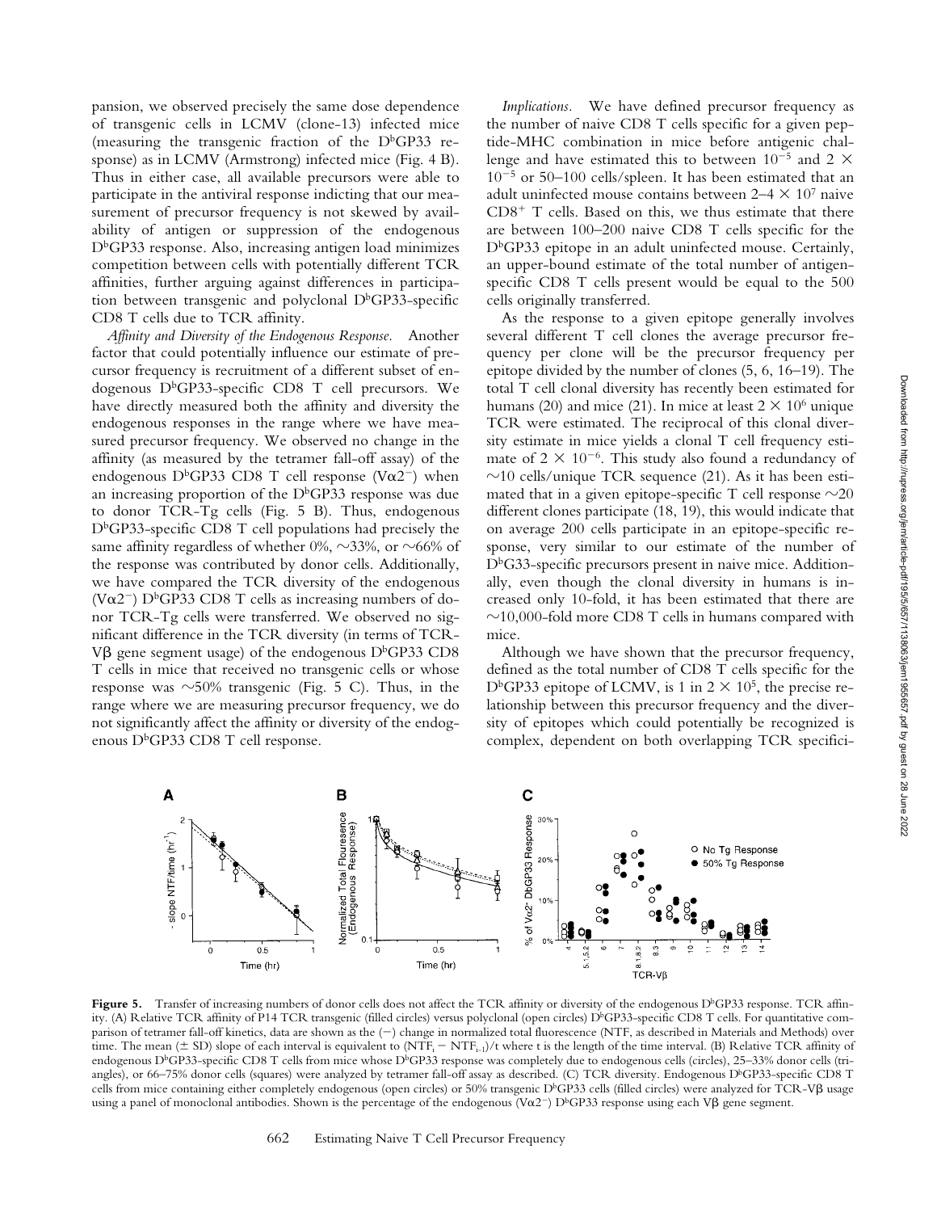pansion, we observed precisely the same dose dependence of transgenic cells in LCMV (clone-13) infected mice (measuring the transgenic fraction of the D$^b$GP33 response) as in LCMV (Armstrong) infected mice (Fig. 4 B). Thus in either case, all available precursors were able to participate in the antiviral response indicting that our measurement of precursor frequency is not skewed by availability of antigen or suppression of the endogenous D$^b$GP33 response. Also, increasing antigen load minimizes competition between cells with potentially different TCR affinities, further arguing against differences in participation between transgenic and polyclonal D$^b$GP33-specific CD8 T cells due to TCR affinity.

*Affinity and Diversity of the Endogenous Response.* Another factor that could potentially influence our estimate of precursor frequency is recruitment of a different subset of endogenous D$^b$GP33-specific CD8 T cell precursors. We have directly measured both the affinity and diversity the endogenous responses in the range where we have measured precursor frequency. We observed no change in the affinity (as measured by the tetramer fall-off assay) of the endogenous D$^b$GP33 CD8 T cell response (V$\alpha$2$^-$) when an increasing proportion of the D$^b$GP33 response was due to donor TCR-Tg cells (Fig. 5 B). Thus, endogenous D$^b$GP33-specific CD8 T cell populations had precisely the same affinity regardless of whether 0%, ~33%, or ~66% of the response was contributed by donor cells. Additionally, we have compared the TCR diversity of the endogenous (V$\alpha$2$^-$) D$^b$GP33 CD8 T cells as increasing numbers of donor TCR-Tg cells were transferred. We observed no significant difference in the TCR diversity (in terms of TCR-V$\beta$ gene segment usage) of the endogenous D$^b$GP33 CD8 T cells in mice that received no transgenic cells or whose response was ~50% transgenic (Fig. 5 C). Thus, in the range where we are measuring precursor frequency, we do not significantly affect the affinity or diversity of the endogenous D$^b$GP33 CD8 T cell response.

*Implications.* We have defined precursor frequency as the number of naive CD8 T cells specific for a given peptide-MHC combination in mice before antigenic challenge and have estimated this to between $10^{-5}$ and $2 \times 10^{-5}$ or 50–100 cells/spleen. It has been estimated that an adult uninfected mouse contains between $2–4 \times 10^7$ naive CD8$^+$ T cells. Based on this, we thus estimate that there are between 100–200 naive CD8 T cells specific for the D$^b$GP33 epitope in an adult uninfected mouse. Certainly, an upper-bound estimate of the total number of antigen-specific CD8 T cells present would be equal to the 500 cells originally transferred.

As the response to a given epitope generally involves several different T cell clones the average precursor frequency per clone will be the precursor frequency per epitope divided by the number of clones (5, 6, 16–19). The total T cell clonal diversity has recently been estimated for humans (20) and mice (21). In mice at least $2 \times 10^6$ unique TCR were estimated. The reciprocal of this clonal diversity estimate in mice yields a clonal T cell frequency estimate of $2 \times 10^{-6}$. This study also found a redundancy of ~10 cells/unique TCR sequence (21). As it has been estimated that in a given epitope-specific T cell response ~20 different clones participate (18, 19), this would indicate that on average 200 cells participate in an epitope-specific response, very similar to our estimate of the number of D$^b$G33-specific precursors present in naive mice. Additionally, even though the clonal diversity in humans is increased only 10-fold, it has been estimated that there are ~10,000-fold more CD8 T cells in humans compared with mice.

Although we have shown that the precursor frequency, defined as the total number of CD8 T cells specific for the D$^b$GP33 epitope of LCMV, is 1 in $2 \times 10^5$, the precise relationship between this precursor frequency and the diversity of epitopes which could potentially be recognized is complex, dependent on both overlapping TCR specifici-

**Figure 5.** Transfer of increasing numbers of donor cells does not affect the TCR affinity or diversity of the endogenous D$^b$GP33 response. TCR affinity. (A) Relative TCR affinity of P14 TCR transgenic (filled circles) versus polyclonal (open circles) D$^b$GP33-specific CD8 T cells. For quantitative comparison of tetramer fall-off kinetics, data are shown as the (−) change in normalized total fluorescence (NTF, as described in Materials and Methods) over time. The mean (± SD) slope of each interval is equivalent to $(NTF_t - NTF_{t-1})/t$ where t is the length of the time interval. (B) Relative TCR affinity of endogenous D$^b$GP33-specific CD8 T cells from mice whose D$^b$GP33 response was completely due to endogenous cells (circles), 25–33% donor cells (triangles), or 66–75% donor cells (squares) were analyzed by tetramer fall-off assay as described. (C) TCR diversity. Endogenous D$^b$GP33-specific CD8 T cells from mice containing either completely endogenous (open circles) or 50% transgenic D$^b$GP33 cells (filled circles) were analyzed for TCR-V$\beta$ usage using a panel of monoclonal antibodies. Shown is the percentage of the endogenous (V$\alpha$2$^-$) D$^b$GP33 response using each V$\beta$ gene segment.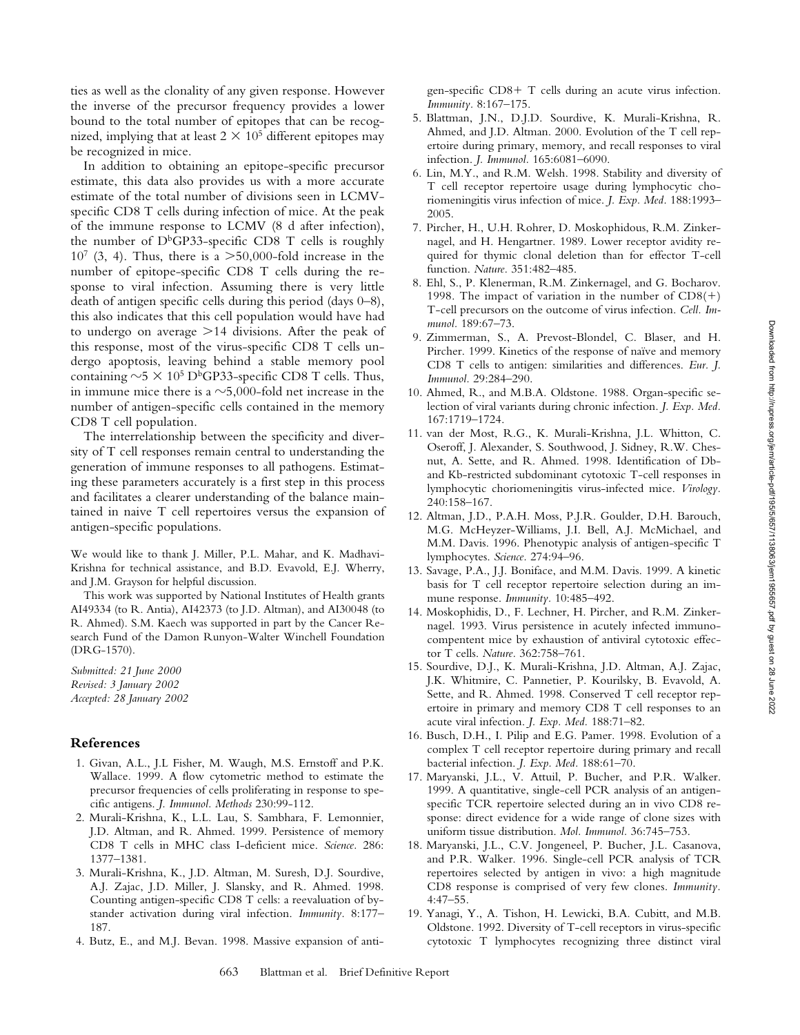ties as well as the clonality of any given response. However the inverse of the precursor frequency provides a lower bound to the total number of epitopes that can be recognized, implying that at least $2 \times 10^5$ different epitopes may be recognized in mice.

In addition to obtaining an epitope-specific precursor estimate, this data also provides us with a more accurate estimate of the total number of divisions seen in LCMV-specific CD8 T cells during infection of mice. At the peak of the immune response to LCMV (8 d after infection), the number of $D^b$GP33-specific CD8 T cells is roughly $10^7$ (3, 4). Thus, there is a >50,000-fold increase in the number of epitope-specific CD8 T cells during the response to viral infection. Assuming there is very little death of antigen specific cells during this period (days 0–8), this also indicates that this cell population would have had to undergo on average >14 divisions. After the peak of this response, most of the virus-specific CD8 T cells undergo apoptosis, leaving behind a stable memory pool containing $\sim 5 \times 10^5$ $D^b$GP33-specific CD8 T cells. Thus, in immune mice there is a ~5,000-fold net increase in the number of antigen-specific cells contained in the memory CD8 T cell population.

The interrelationship between the specificity and diversity of T cell responses remain central to understanding the generation of immune responses to all pathogens. Estimating these parameters accurately is a first step in this process and facilitates a clearer understanding of the balance maintained in naive T cell repertoires versus the expansion of antigen-specific populations.

We would like to thank J. Miller, P.L. Mahar, and K. Madhavi-Krishna for technical assistance, and B.D. Evavold, E.J. Wherry, and J.M. Grayson for helpful discussion.

This work was supported by National Institutes of Health grants AI49334 (to R. Antia), AI42373 (to J.D. Altman), and AI30048 (to R. Ahmed). S.M. Kaech was supported in part by the Cancer Research Fund of the Damon Runyon-Walter Winchell Foundation (DRG-1570).

*Submitted: 21 June 2000*
*Revised: 3 January 2002*
*Accepted: 28 January 2002*

## References

1. Givan, A.L., J.L Fisher, M. Waugh, M.S. Ernstoff and P.K. Wallace. 1999. A flow cytometric method to estimate the precursor frequencies of cells proliferating in response to specific antigens. *J. Immunol. Methods* 230:99-112.
2. Murali-Krishna, K., L.L. Lau, S. Sambhara, F. Lemonnier, J.D. Altman, and R. Ahmed. 1999. Persistence of memory CD8 T cells in MHC class I-deficient mice. *Science.* 286: 1377–1381.
3. Murali-Krishna, K., J.D. Altman, M. Suresh, D.J. Sourdive, A.J. Zajac, J.D. Miller, J. Slansky, and R. Ahmed. 1998. Counting antigen-specific CD8 T cells: a reevaluation of bystander activation during viral infection. *Immunity.* 8:177–187.
4. Butz, E., and M.J. Bevan. 1998. Massive expansion of antigen-specific CD8+ T cells during an acute virus infection. *Immunity.* 8:167–175.
5. Blattman, J.N., D.J.D. Sourdive, K. Murali-Krishna, R. Ahmed, and J.D. Altman. 2000. Evolution of the T cell repertoire during primary, memory, and recall responses to viral infection. *J. Immunol.* 165:6081–6090.
6. Lin, M.Y., and R.M. Welsh. 1998. Stability and diversity of T cell receptor repertoire usage during lymphocytic choriomeningitis virus infection of mice. *J. Exp. Med.* 188:1993–2005.
7. Pircher, H., U.H. Rohrer, D. Moskophidous, R.M. Zinkernagel, and H. Hengartner. 1989. Lower receptor avidity required for thymic clonal deletion than for effector T-cell function. *Nature.* 351:482–485.
8. Ehl, S., P. Klenerman, R.M. Zinkernagel, and G. Bocharov. 1998. The impact of variation in the number of CD8(+) T-cell precursors on the outcome of virus infection. *Cell. Immunol.* 189:67–73.
9. Zimmerman, S., A. Prevost-Blondel, C. Blaser, and H. Pircher. 1999. Kinetics of the response of naïve and memory CD8 T cells to antigen: similarities and differences. *Eur. J. Immunol.* 29:284–290.
10. Ahmed, R., and M.B.A. Oldstone. 1988. Organ-specific selection of viral variants during chronic infection. *J. Exp. Med.* 167:1719–1724.
11. van der Most, R.G., K. Murali-Krishna, J.L. Whitton, C. Oseroff, J. Alexander, S. Southwood, J. Sidney, R.W. Chesnut, A. Sette, and R. Ahmed. 1998. Identification of Db- and Kb-restricted subdominant cytotoxic T-cell responses in lymphocytic choriomeningitis virus-infected mice. *Virology.* 240:158–167.
12. Altman, J.D., P.A.H. Moss, P.J.R. Goulder, D.H. Barouch, M.G. McHeyzer-Williams, J.I. Bell, A.J. McMichael, and M.M. Davis. 1996. Phenotypic analysis of antigen-specific T lymphocytes. *Science.* 274:94–96.
13. Savage, P.A., J.J. Boniface, and M.M. Davis. 1999. A kinetic basis for T cell receptor repertoire selection during an immune response. *Immunity.* 10:485–492.
14. Moskophidis, D., F. Lechner, H. Pircher, and R.M. Zinkernagel. 1993. Virus persistence in acutely infected immunocompentent mice by exhaustion of antiviral cytotoxic effector T cells. *Nature.* 362:758–761.
15. Sourdive, D.J., K. Murali-Krishna, J.D. Altman, A.J. Zajac, J.K. Whitmire, C. Pannetier, P. Kourilsky, B. Evavold, A. Sette, and R. Ahmed. 1998. Conserved T cell receptor repertoire in primary and memory CD8 T cell responses to an acute viral infection. *J. Exp. Med.* 188:71–82.
16. Busch, D.H., I. Pilip and E.G. Pamer. 1998. Evolution of a complex T cell receptor repertoire during primary and recall bacterial infection. *J. Exp. Med.* 188:61–70.
17. Maryanski, J.L., V. Attuil, P. Bucher, and P.R. Walker. 1999. A quantitative, single-cell PCR analysis of an antigen-specific TCR repertoire selected during an in vivo CD8 response: direct evidence for a wide range of clone sizes with uniform tissue distribution. *Mol. Immunol.* 36:745–753.
18. Maryanski, J.L., C.V. Jongeneel, P. Bucher, J.L. Casanova, and P.R. Walker. 1996. Single-cell PCR analysis of TCR repertoires selected by antigen in vivo: a high magnitude CD8 response is comprised of very few clones. *Immunity.* 4:47–55.
19. Yanagi, Y., A. Tishon, H. Lewicki, B.A. Cubitt, and M.B. Oldstone. 1992. Diversity of T-cell receptors in virus-specific cytotoxic T lymphocytes recognizing three distinct viral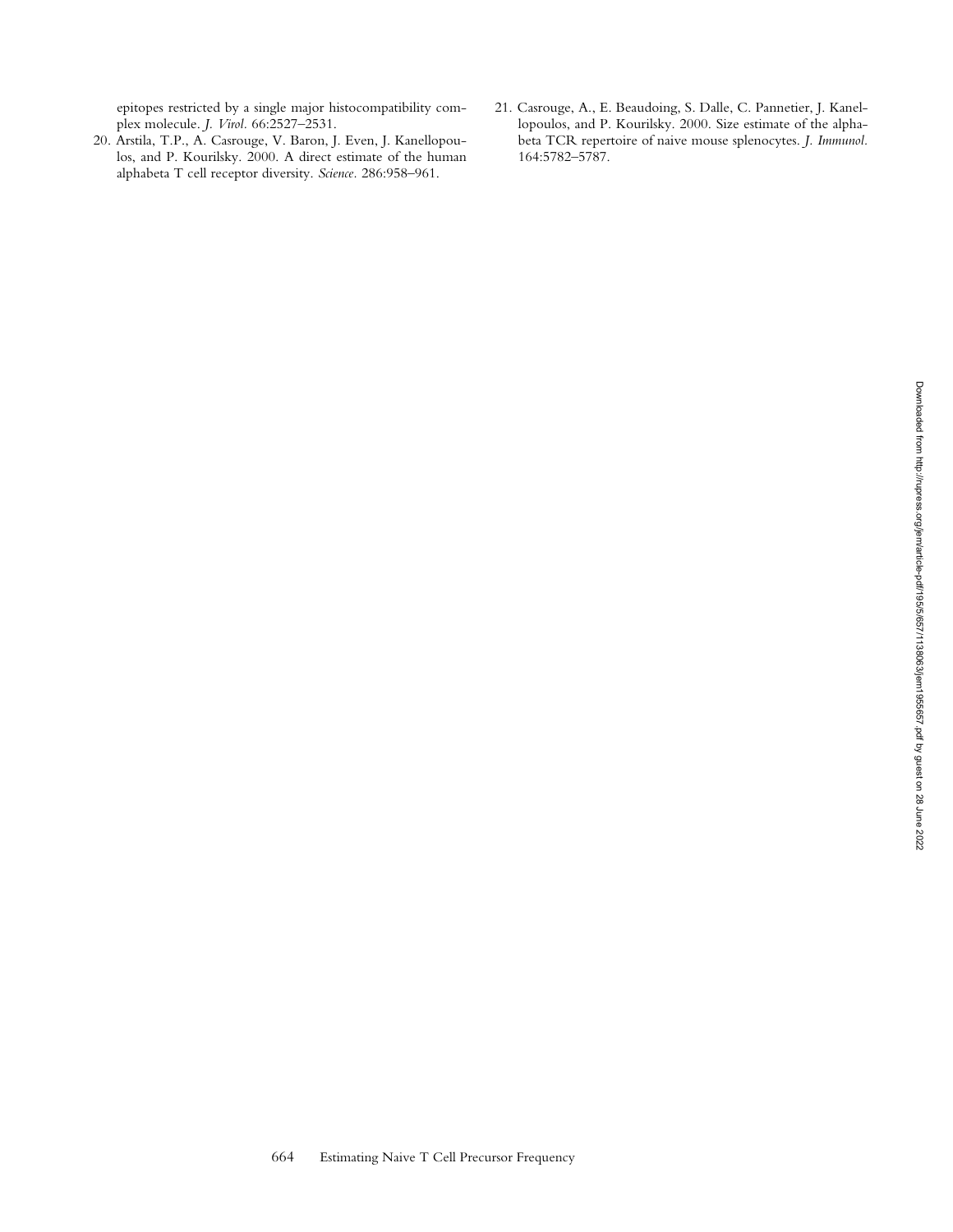epitopes restricted by a single major histocompatibility complex molecule. *J. Virol.* 66:2527–2531.

20. Arstila, T.P., A. Casrouge, V. Baron, J. Even, J. Kanellopoulos, and P. Kourilsky. 2000. A direct estimate of the human alphabeta T cell receptor diversity. *Science.* 286:958–961.

21. Casrouge, A., E. Beaudoing, S. Dalle, C. Pannetier, J. Kanellopoulos, and P. Kourilsky. 2000. Size estimate of the alphabeta TCR repertoire of naive mouse splenocytes. *J. Immunol.* 164:5782–5787.